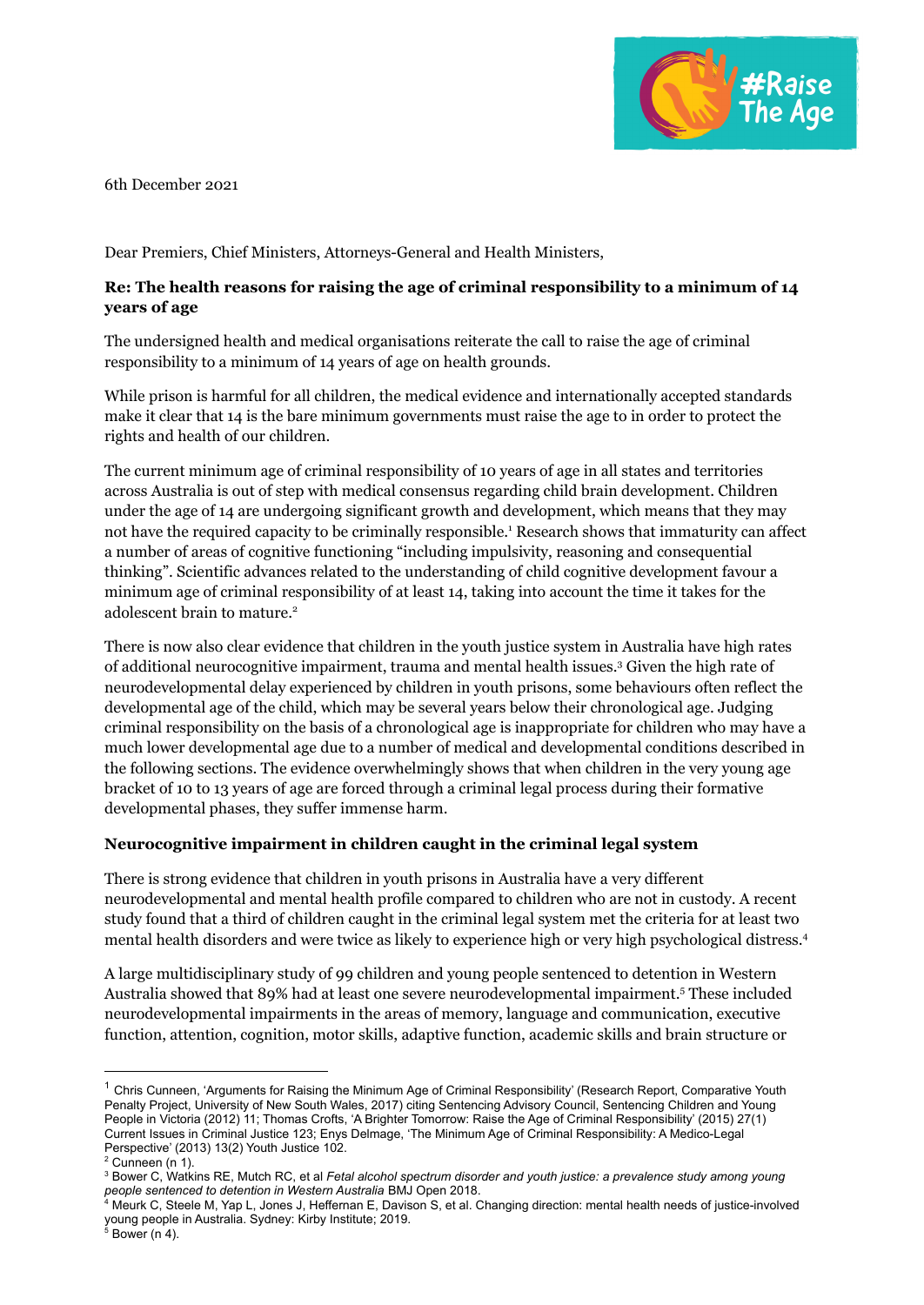6th December 2021

Dear Premiers, Chief Ministers, Attorneys-General and Health Ministers,

**Re: The health reasons for raising the age of criminal responsibility to a minimum of 14 years of age**

The undersigned health and medical organisations reiterate the call to raise the age of criminal responsibility to a minimum of 14 years of age on health grounds.

While prison is harmful for all children, the medical evidence and internationally accepted standards make it clear that 14 is the bare minimum governments must raise the age to in order to protect the rights and health of our children.

The current minimum age of criminal responsibility of 10 years of age in all states and territories across Australia is out of step with medical consensus regarding child brain development. Children under the age of 14 are undergoing significant growth and development, which means that they may not have the required capacity to be criminally responsible.[1] Research shows that immaturity can affect a number of areas of cognitive functioning "including impulsivity, reasoning and consequential thinking". Scientific advances related to the understanding of child cognitive development favour a minimum age of criminal responsibility of at least 14, taking into account the time it takes for the adolescent brain to mature.[2]

There is now also clear evidence that children in the youth justice system in Australia have high rates of additional neurocognitive impairment, trauma and mental health issues.[3] Given the high rate of neurodevelopmental delay experienced by children in youth prisons, some behaviours often reflect the developmental age of the child, which may be several years below their chronological age. Judging criminal responsibility on the basis of a chronological age is inappropriate for children who may have a much lower developmental age due to a number of medical and developmental conditions described in the following sections. The evidence overwhelmingly shows that when children in the very young age bracket of 10 to 13 years of age are forced through a criminal legal process during their formative developmental phases, they suffer immense harm.

**Neurocognitive impairment in children caught in the criminal legal system**

There is strong evidence that children in youth prisons in Australia have a very different neurodevelopmental and mental health profile compared to children who are not in custody. A recent study found that a third of children caught in the criminal legal system met the criteria for at least two mental health disorders and were twice as likely to experience high or very high psychological distress.[4]

A large multidisciplinary study of 99 children and young people sentenced to detention in Western Australia showed that 89% had at least one severe neurodevelopmental impairment.[5] These included neurodevelopmental impairments in the areas of memory, language and communication, executive function, attention, cognition, motor skills, adaptive function, academic skills and brain structure or

---

[1] Chris Cunneen, 'Arguments for Raising the Minimum Age of Criminal Responsibility' (Research Report, Comparative Youth Penalty Project, University of New South Wales, 2017) citing Sentencing Advisory Council, Sentencing Children and Young People in Victoria (2012) 11; Thomas Crofts, 'A Brighter Tomorrow: Raise the Age of Criminal Responsibility' (2015) 27(1) Current Issues in Criminal Justice 123; Enys Delmage, 'The Minimum Age of Criminal Responsibility: A Medico-Legal Perspective' (2013) 13(2) Youth Justice 102.

[2] Cunneen (n 1).

[3] Bower C, Watkins RE, Mutch RC, et al *Fetal alcohol spectrum disorder and youth justice: a prevalence study among young people sentenced to detention in Western Australia* BMJ Open 2018.

[4] Meurk C, Steele M, Yap L, Jones J, Heffernan E, Davison S, et al. Changing direction: mental health needs of justice-involved young people in Australia. Sydney: Kirby Institute; 2019.

[5] Bower (n 4).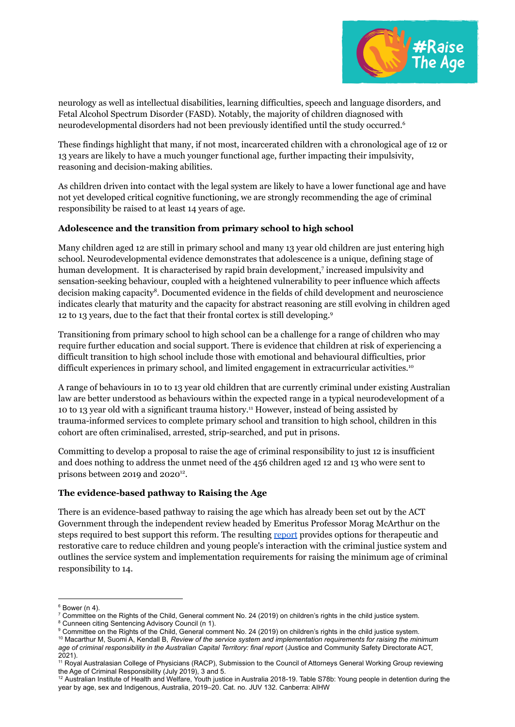neurology as well as intellectual disabilities, learning difficulties, speech and language disorders, and Fetal Alcohol Spectrum Disorder (FASD). Notably, the majority of children diagnosed with neurodevelopmental disorders had not been previously identified until the study occurred.[6]

These findings highlight that many, if not most, incarcerated children with a chronological age of 12 or 13 years are likely to have a much younger functional age, further impacting their impulsivity, reasoning and decision-making abilities.

As children driven into contact with the legal system are likely to have a lower functional age and have not yet developed critical cognitive functioning, we are strongly recommending the age of criminal responsibility be raised to at least 14 years of age.

**Adolescence and the transition from primary school to high school**

Many children aged 12 are still in primary school and many 13 year old children are just entering high school. Neurodevelopmental evidence demonstrates that adolescence is a unique, defining stage of human development. It is characterised by rapid brain development,[7] increased impulsivity and sensation-seeking behaviour, coupled with a heightened vulnerability to peer influence which affects decision making capacity[8]. Documented evidence in the fields of child development and neuroscience indicates clearly that maturity and the capacity for abstract reasoning are still evolving in children aged 12 to 13 years, due to the fact that their frontal cortex is still developing.[9]

Transitioning from primary school to high school can be a challenge for a range of children who may require further education and social support. There is evidence that children at risk of experiencing a difficult transition to high school include those with emotional and behavioural difficulties, prior difficult experiences in primary school, and limited engagement in extracurricular activities.[10]

A range of behaviours in 10 to 13 year old children that are currently criminal under existing Australian law are better understood as behaviours within the expected range in a typical neurodevelopment of a 10 to 13 year old with a significant trauma history.[11] However, instead of being assisted by trauma-informed services to complete primary school and transition to high school, children in this cohort are often criminalised, arrested, strip-searched, and put in prisons.

Committing to develop a proposal to raise the age of criminal responsibility to just 12 is insufficient and does nothing to address the unmet need of the 456 children aged 12 and 13 who were sent to prisons between 2019 and 2020[12].

**The evidence-based pathway to Raising the Age**

There is an evidence-based pathway to raising the age which has already been set out by the ACT Government through the independent review headed by Emeritus Professor Morag McArthur on the steps required to best support this reform. The resulting report provides options for therapeutic and restorative care to reduce children and young people's interaction with the criminal justice system and outlines the service system and implementation requirements for raising the minimum age of criminal responsibility to 14.

---

[6] Bower (n 4).

[7] Committee on the Rights of the Child, General comment No. 24 (2019) on children's rights in the child justice system.

[8] Cunneen citing Sentencing Advisory Council (n 1).

[9] Committee on the Rights of the Child, General comment No. 24 (2019) on children's rights in the child justice system.

[10] Macarthur M, Suomi A, Kendall B, *Review of the service system and implementation requirements for raising the minimum age of criminal responsibility in the Australian Capital Territory: final report* (Justice and Community Safety Directorate ACT, 2021).

[11] Royal Australasian College of Physicians (RACP), Submission to the Council of Attorneys General Working Group reviewing the Age of Criminal Responsibility (July 2019), 3 and 5.

[12] Australian Institute of Health and Welfare, Youth justice in Australia 2018-19. Table S78b: Young people in detention during the year by age, sex and Indigenous, Australia, 2019–20. Cat. no. JUV 132. Canberra: AIHW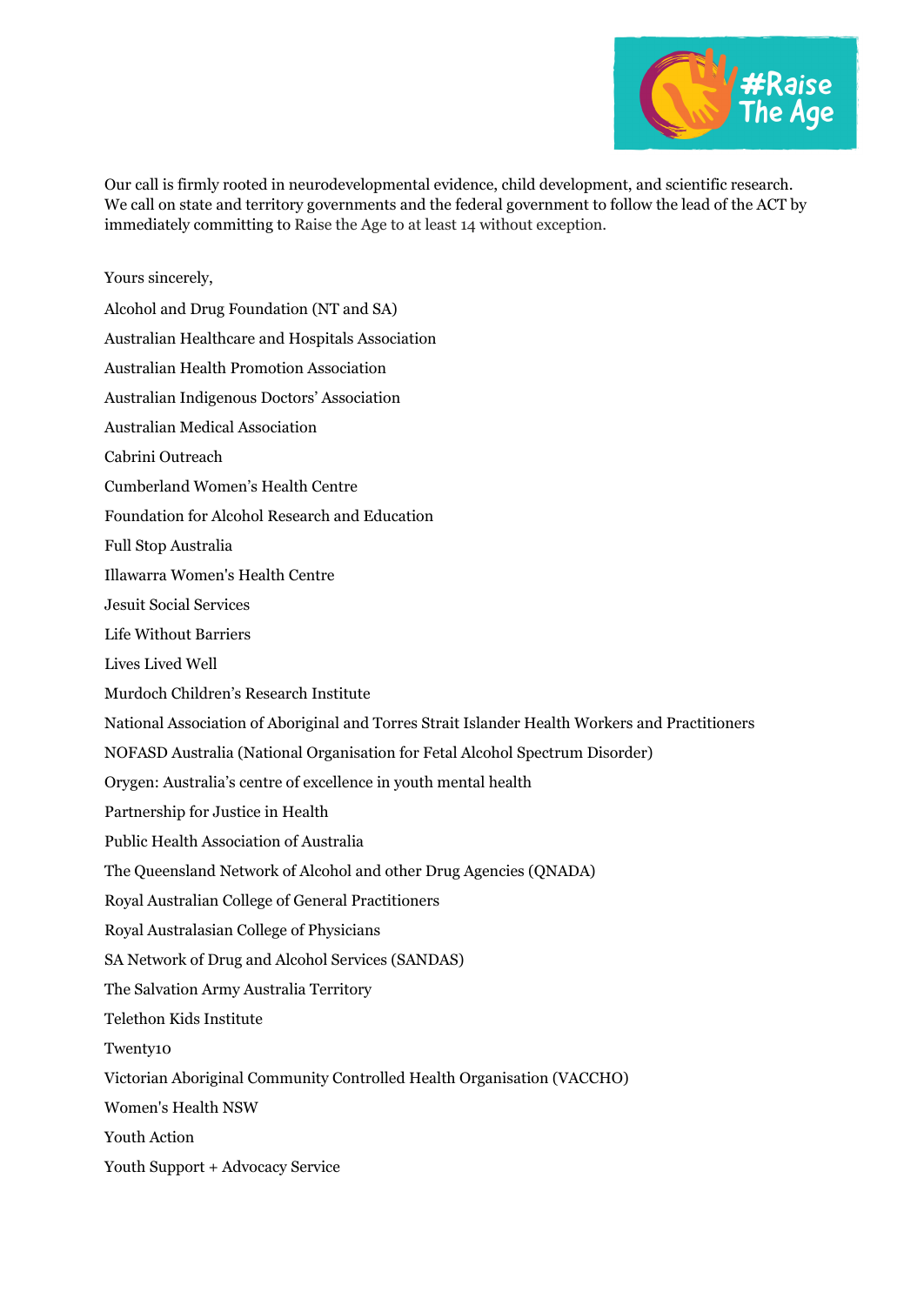Our call is firmly rooted in neurodevelopmental evidence, child development, and scientific research. We call on state and territory governments and the federal government to follow the lead of the ACT by immediately committing to Raise the Age to at least 14 without exception.

Yours sincerely,

Alcohol and Drug Foundation (NT and SA)

Australian Healthcare and Hospitals Association

Australian Health Promotion Association

Australian Indigenous Doctors' Association

Australian Medical Association

Cabrini Outreach

Cumberland Women's Health Centre

Foundation for Alcohol Research and Education

Full Stop Australia

Illawarra Women's Health Centre

Jesuit Social Services

Life Without Barriers

Lives Lived Well

Murdoch Children's Research Institute

National Association of Aboriginal and Torres Strait Islander Health Workers and Practitioners

NOFASD Australia (National Organisation for Fetal Alcohol Spectrum Disorder)

Orygen: Australia's centre of excellence in youth mental health

Partnership for Justice in Health

Public Health Association of Australia

The Queensland Network of Alcohol and other Drug Agencies (QNADA)

Royal Australian College of General Practitioners

Royal Australasian College of Physicians

SA Network of Drug and Alcohol Services (SANDAS)

The Salvation Army Australia Territory

Telethon Kids Institute

Twenty10

Victorian Aboriginal Community Controlled Health Organisation (VACCHO)

Women's Health NSW

Youth Action

Youth Support + Advocacy Service